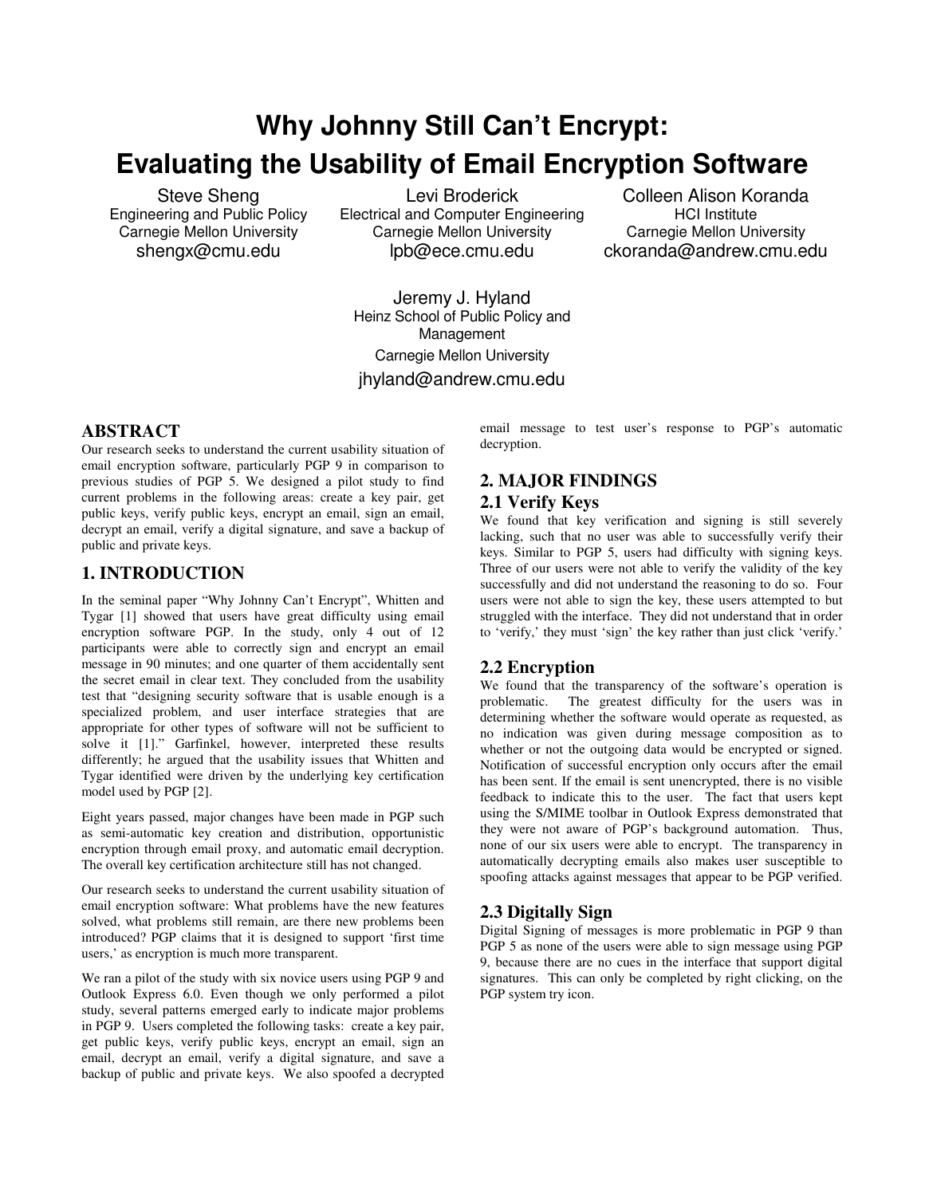# Why Johnny Still Can't Encrypt: Evaluating the Usability of Email Encryption Software

Steve Sheng
Engineering and Public Policy
Carnegie Mellon University
shengx@cmu.edu

Levi Broderick
Electrical and Computer Engineering
Carnegie Mellon University
lpb@ece.cmu.edu

Colleen Alison Koranda
HCI Institute
Carnegie Mellon University
ckoranda@andrew.cmu.edu

Jeremy J. Hyland
Heinz School of Public Policy and Management
Carnegie Mellon University
jhyland@andrew.cmu.edu

## ABSTRACT

Our research seeks to understand the current usability situation of email encryption software, particularly PGP 9 in comparison to previous studies of PGP 5. We designed a pilot study to find current problems in the following areas: create a key pair, get public keys, verify public keys, encrypt an email, sign an email, decrypt an email, verify a digital signature, and save a backup of public and private keys.

## 1. INTRODUCTION

In the seminal paper "Why Johnny Can't Encrypt", Whitten and Tygar [1] showed that users have great difficulty using email encryption software PGP. In the study, only 4 out of 12 participants were able to correctly sign and encrypt an email message in 90 minutes; and one quarter of them accidentally sent the secret email in clear text. They concluded from the usability test that "designing security software that is usable enough is a specialized problem, and user interface strategies that are appropriate for other types of software will not be sufficient to solve it [1]." Garfinkel, however, interpreted these results differently; he argued that the usability issues that Whitten and Tygar identified were driven by the underlying key certification model used by PGP [2].

Eight years passed, major changes have been made in PGP such as semi-automatic key creation and distribution, opportunistic encryption through email proxy, and automatic email decryption. The overall key certification architecture still has not changed.

Our research seeks to understand the current usability situation of email encryption software: What problems have the new features solved, what problems still remain, are there new problems been introduced? PGP claims that it is designed to support 'first time users,' as encryption is much more transparent.

We ran a pilot of the study with six novice users using PGP 9 and Outlook Express 6.0. Even though we only performed a pilot study, several patterns emerged early to indicate major problems in PGP 9. Users completed the following tasks: create a key pair, get public keys, verify public keys, encrypt an email, sign an email, decrypt an email, verify a digital signature, and save a backup of public and private keys. We also spoofed a decrypted email message to test user's response to PGP's automatic decryption.

## 2. MAJOR FINDINGS

### 2.1 Verify Keys

We found that key verification and signing is still severely lacking, such that no user was able to successfully verify their keys. Similar to PGP 5, users had difficulty with signing keys. Three of our users were not able to verify the validity of the key successfully and did not understand the reasoning to do so. Four users were not able to sign the key, these users attempted to but struggled with the interface. They did not understand that in order to 'verify,' they must 'sign' the key rather than just click 'verify.'

### 2.2 Encryption

We found that the transparency of the software's operation is problematic. The greatest difficulty for the users was in determining whether the software would operate as requested, as no indication was given during message composition as to whether or not the outgoing data would be encrypted or signed. Notification of successful encryption only occurs after the email has been sent. If the email is sent unencrypted, there is no visible feedback to indicate this to the user. The fact that users kept using the S/MIME toolbar in Outlook Express demonstrated that they were not aware of PGP's background automation. Thus, none of our six users were able to encrypt. The transparency in automatically decrypting emails also makes user susceptible to spoofing attacks against messages that appear to be PGP verified.

### 2.3 Digitally Sign

Digital Signing of messages is more problematic in PGP 9 than PGP 5 as none of the users were able to sign message using PGP 9, because there are no cues in the interface that support digital signatures. This can only be completed by right clicking, on the PGP system try icon.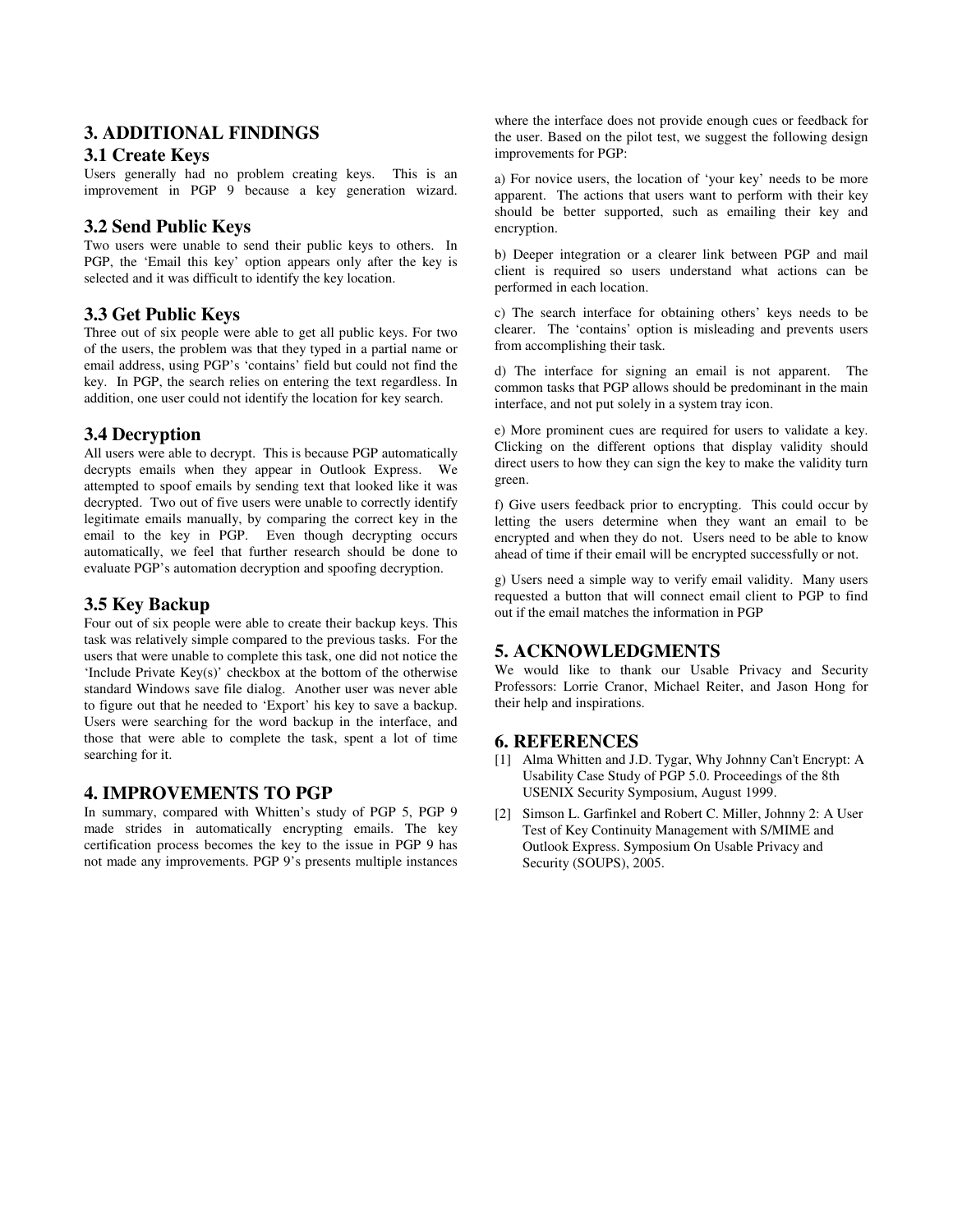## 3. ADDITIONAL FINDINGS

### 3.1 Create Keys

Users generally had no problem creating keys. This is an improvement in PGP 9 because a key generation wizard.

### 3.2 Send Public Keys

Two users were unable to send their public keys to others. In PGP, the 'Email this key' option appears only after the key is selected and it was difficult to identify the key location.

### 3.3 Get Public Keys

Three out of six people were able to get all public keys. For two of the users, the problem was that they typed in a partial name or email address, using PGP's 'contains' field but could not find the key. In PGP, the search relies on entering the text regardless. In addition, one user could not identify the location for key search.

### 3.4 Decryption

All users were able to decrypt. This is because PGP automatically decrypts emails when they appear in Outlook Express. We attempted to spoof emails by sending text that looked like it was decrypted. Two out of five users were unable to correctly identify legitimate emails manually, by comparing the correct key in the email to the key in PGP. Even though decrypting occurs automatically, we feel that further research should be done to evaluate PGP's automation decryption and spoofing decryption.

### 3.5 Key Backup

Four out of six people were able to create their backup keys. This task was relatively simple compared to the previous tasks. For the users that were unable to complete this task, one did not notice the 'Include Private Key(s)' checkbox at the bottom of the otherwise standard Windows save file dialog. Another user was never able to figure out that he needed to 'Export' his key to save a backup. Users were searching for the word backup in the interface, and those that were able to complete the task, spent a lot of time searching for it.

## 4. IMPROVEMENTS TO PGP

In summary, compared with Whitten's study of PGP 5, PGP 9 made strides in automatically encrypting emails. The key certification process becomes the key to the issue in PGP 9 has not made any improvements. PGP 9's presents multiple instances where the interface does not provide enough cues or feedback for the user. Based on the pilot test, we suggest the following design improvements for PGP:

a) For novice users, the location of 'your key' needs to be more apparent. The actions that users want to perform with their key should be better supported, such as emailing their key and encryption.

b) Deeper integration or a clearer link between PGP and mail client is required so users understand what actions can be performed in each location.

c) The search interface for obtaining others' keys needs to be clearer. The 'contains' option is misleading and prevents users from accomplishing their task.

d) The interface for signing an email is not apparent. The common tasks that PGP allows should be predominant in the main interface, and not put solely in a system tray icon.

e) More prominent cues are required for users to validate a key. Clicking on the different options that display validity should direct users to how they can sign the key to make the validity turn green.

f) Give users feedback prior to encrypting. This could occur by letting the users determine when they want an email to be encrypted and when they do not. Users need to be able to know ahead of time if their email will be encrypted successfully or not.

g) Users need a simple way to verify email validity. Many users requested a button that will connect email client to PGP to find out if the email matches the information in PGP

## 5. ACKNOWLEDGMENTS

We would like to thank our Usable Privacy and Security Professors: Lorrie Cranor, Michael Reiter, and Jason Hong for their help and inspirations.

## 6. REFERENCES

[1] Alma Whitten and J.D. Tygar, Why Johnny Can't Encrypt: A Usability Case Study of PGP 5.0. Proceedings of the 8th USENIX Security Symposium, August 1999.

[2] Simson L. Garfinkel and Robert C. Miller, Johnny 2: A User Test of Key Continuity Management with S/MIME and Outlook Express. Symposium On Usable Privacy and Security (SOUPS), 2005.